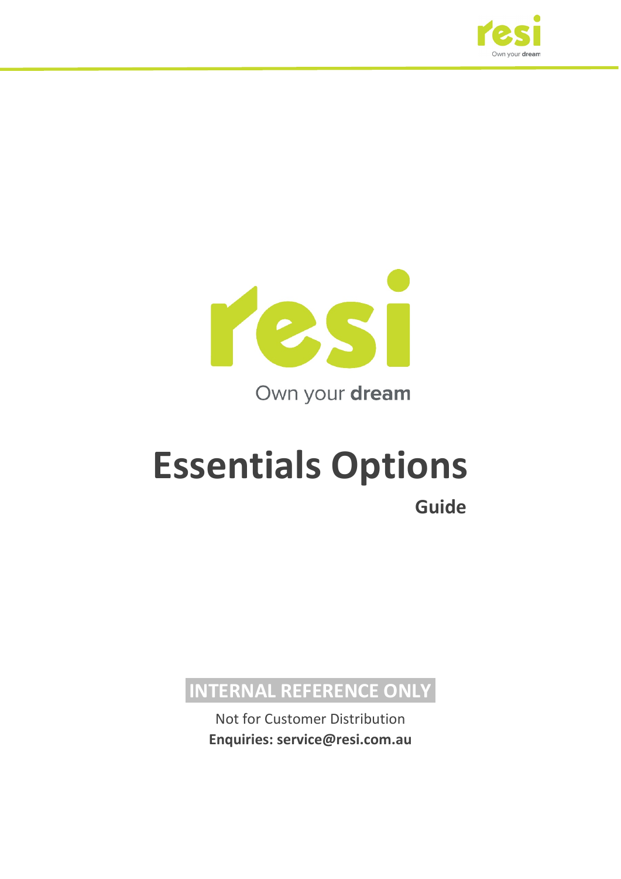resi

Own your **dream**

# Essentials Options

## Guide

**INTERNAL REFERENCE ONLY**

Not for Customer Distribution

**Enquiries: service@resi.com.au**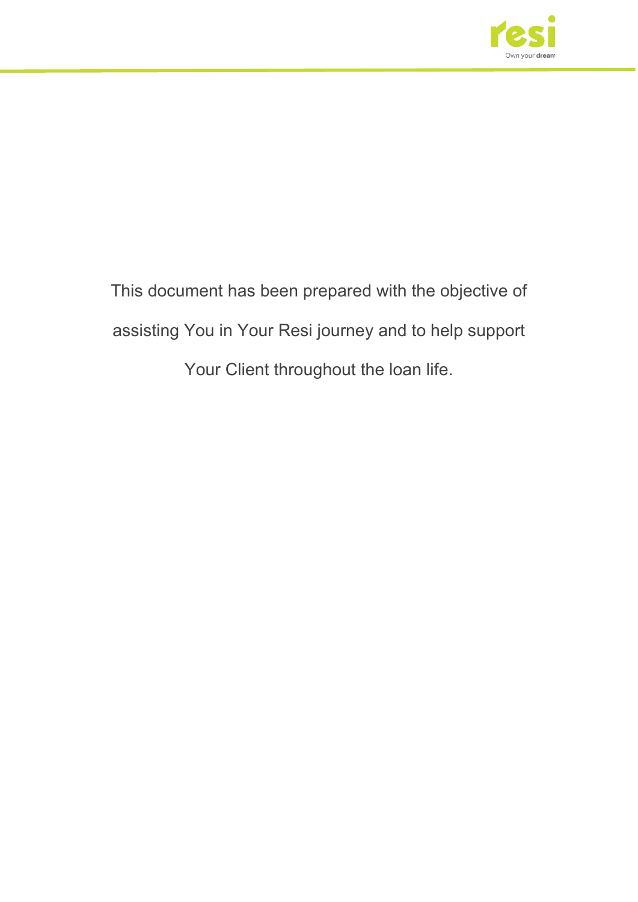This document has been prepared with the objective of assisting You in Your Resi journey and to help support Your Client throughout the loan life.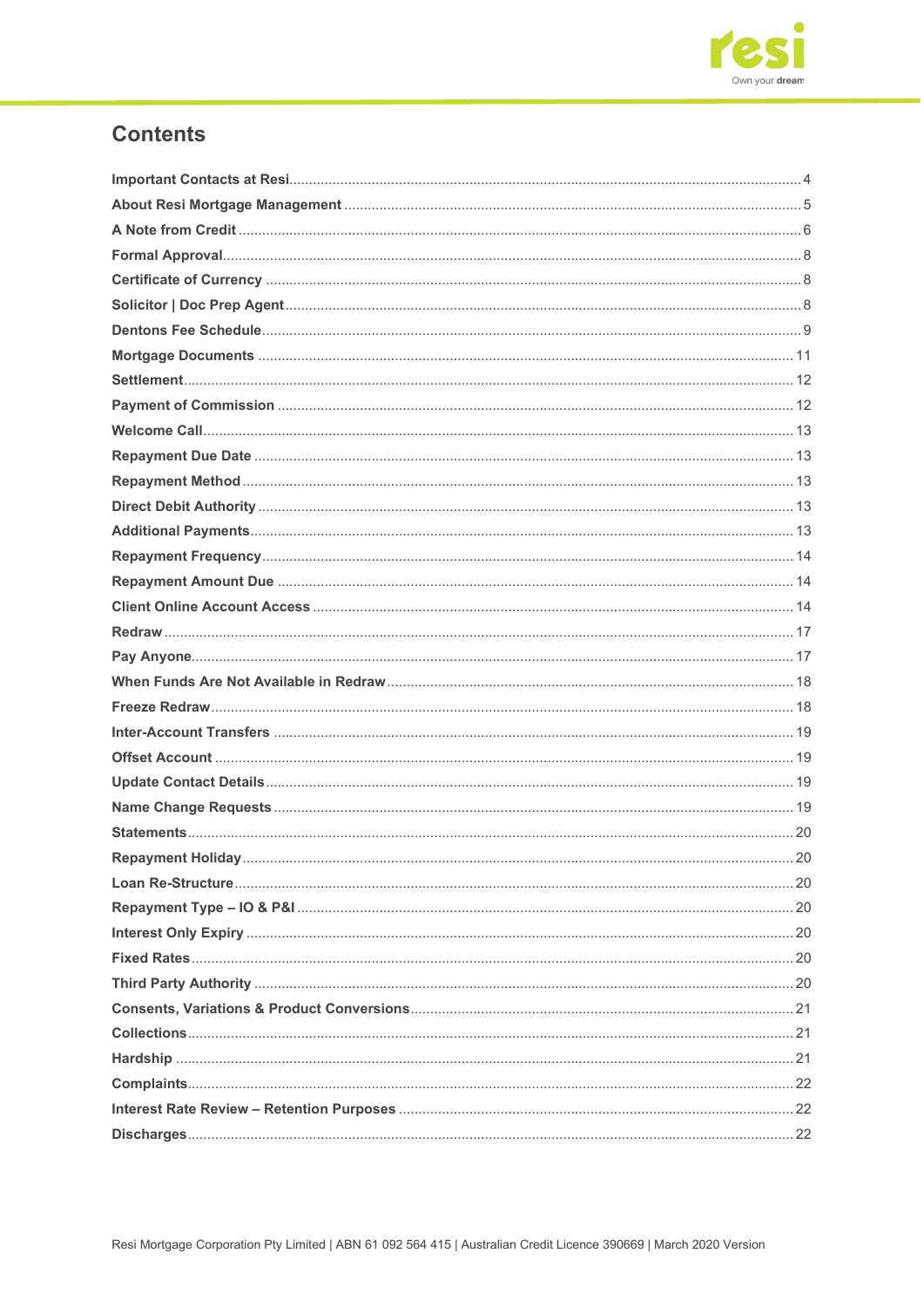# Contents

| | |
|---|---|
| Important Contacts at Resi | 4 |
| About Resi Mortgage Management | 5 |
| A Note from Credit | 6 |
| Formal Approval | 8 |
| Certificate of Currency | 8 |
| Solicitor \| Doc Prep Agent | 8 |
| Dentons Fee Schedule | 9 |
| Mortgage Documents | 11 |
| Settlement | 12 |
| Payment of Commission | 12 |
| Welcome Call | 13 |
| Repayment Due Date | 13 |
| Repayment Method | 13 |
| Direct Debit Authority | 13 |
| Additional Payments | 13 |
| Repayment Frequency | 14 |
| Repayment Amount Due | 14 |
| Client Online Account Access | 14 |
| Redraw | 17 |
| Pay Anyone | 17 |
| When Funds Are Not Available in Redraw | 18 |
| Freeze Redraw | 18 |
| Inter-Account Transfers | 19 |
| Offset Account | 19 |
| Update Contact Details | 19 |
| Name Change Requests | 19 |
| Statements | 20 |
| Repayment Holiday | 20 |
| Loan Re-Structure | 20 |
| Repayment Type – IO & P&I | 20 |
| Interest Only Expiry | 20 |
| Fixed Rates | 20 |
| Third Party Authority | 20 |
| Consents, Variations & Product Conversions | 21 |
| Collections | 21 |
| Hardship | 21 |
| Complaints | 22 |
| Interest Rate Review – Retention Purposes | 22 |
| Discharges | 22 |

Resi Mortgage Corporation Pty Limited | ABN 61 092 564 415 | Australian Credit Licence 390669 | March 2020 Version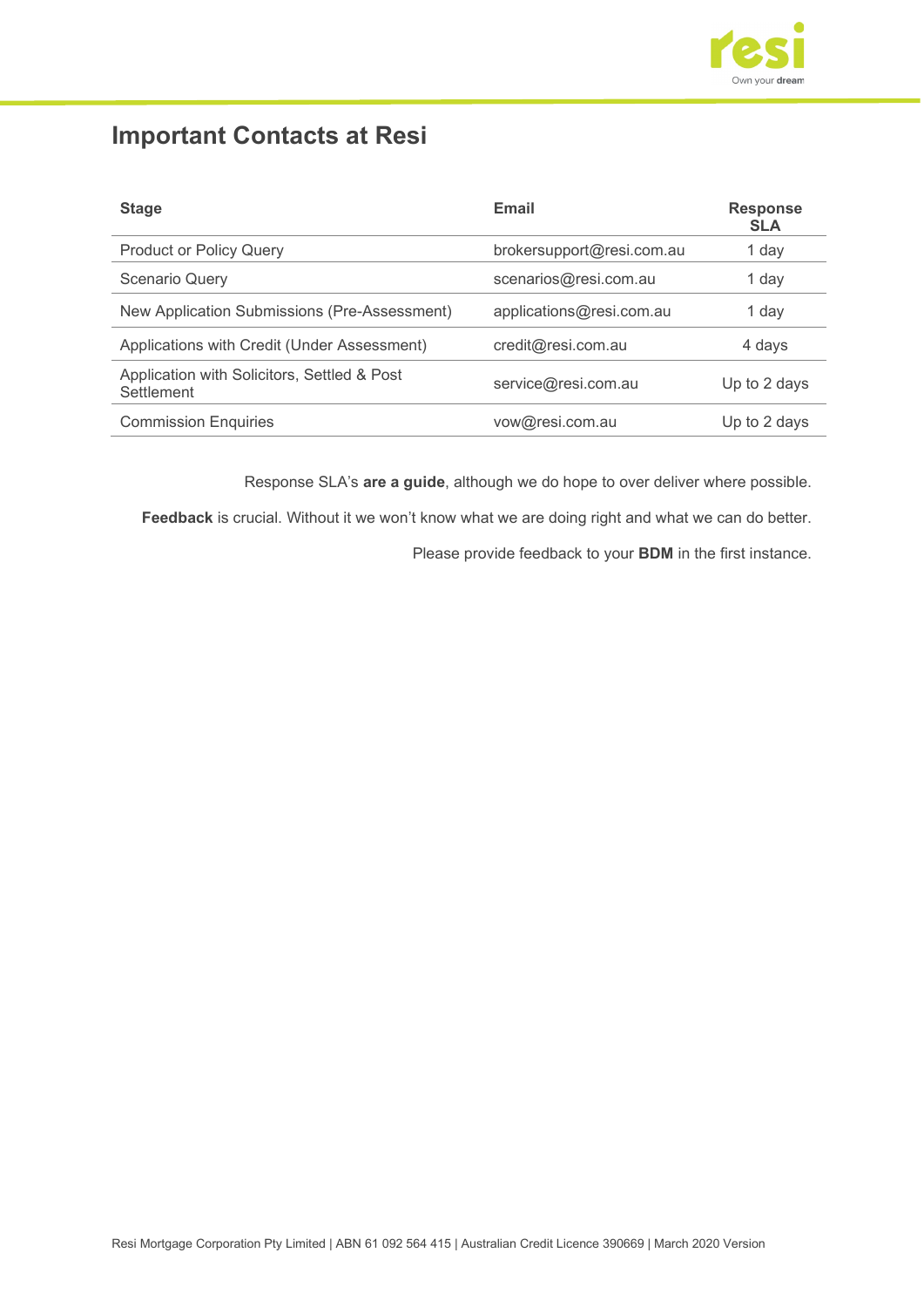# Important Contacts at Resi

| Stage | Email | Response SLA |
|---|---|---|
| Product or Policy Query | brokersupport@resi.com.au | 1 day |
| Scenario Query | scenarios@resi.com.au | 1 day |
| New Application Submissions (Pre-Assessment) | applications@resi.com.au | 1 day |
| Applications with Credit (Under Assessment) | credit@resi.com.au | 4 days |
| Application with Solicitors, Settled & Post Settlement | service@resi.com.au | Up to 2 days |
| Commission Enquiries | vow@resi.com.au | Up to 2 days |

Response SLA's **are a guide**, although we do hope to over deliver where possible.

**Feedback** is crucial. Without it we won't know what we are doing right and what we can do better.

Please provide feedback to your **BDM** in the first instance.

Resi Mortgage Corporation Pty Limited | ABN 61 092 564 415 | Australian Credit Licence 390669 | March 2020 Version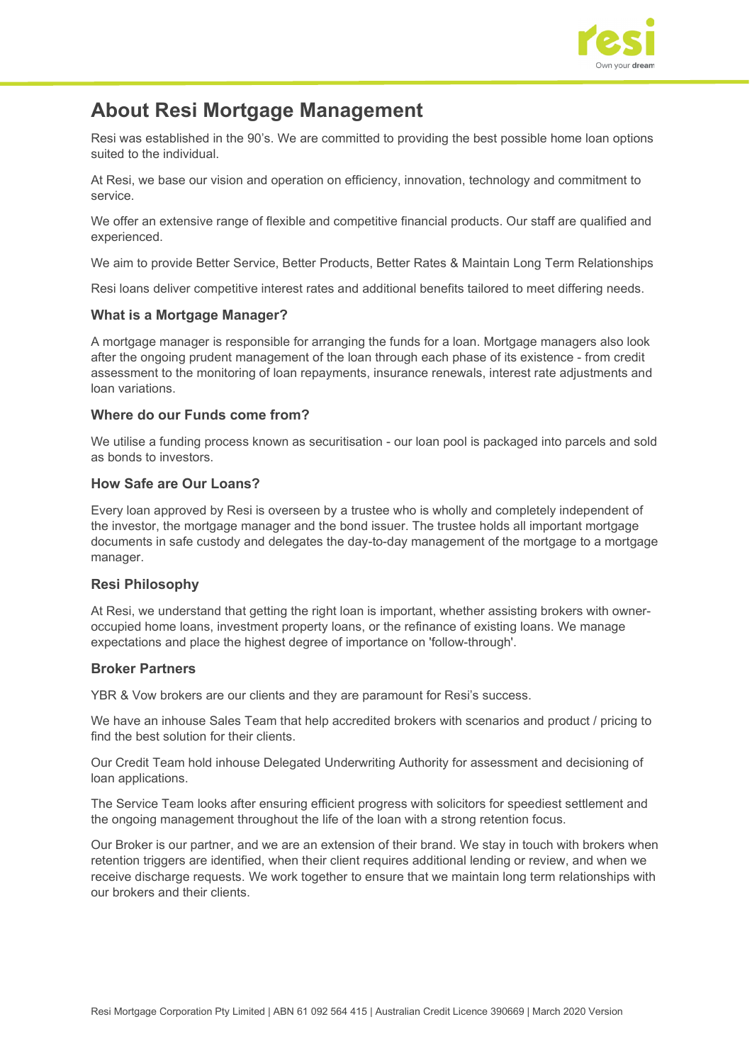# About Resi Mortgage Management

Resi was established in the 90's. We are committed to providing the best possible home loan options suited to the individual.

At Resi, we base our vision and operation on efficiency, innovation, technology and commitment to service.

We offer an extensive range of flexible and competitive financial products. Our staff are qualified and experienced.

We aim to provide Better Service, Better Products, Better Rates & Maintain Long Term Relationships

Resi loans deliver competitive interest rates and additional benefits tailored to meet differing needs.

### What is a Mortgage Manager?

A mortgage manager is responsible for arranging the funds for a loan. Mortgage managers also look after the ongoing prudent management of the loan through each phase of its existence - from credit assessment to the monitoring of loan repayments, insurance renewals, interest rate adjustments and loan variations.

### Where do our Funds come from?

We utilise a funding process known as securitisation - our loan pool is packaged into parcels and sold as bonds to investors.

### How Safe are Our Loans?

Every loan approved by Resi is overseen by a trustee who is wholly and completely independent of the investor, the mortgage manager and the bond issuer. The trustee holds all important mortgage documents in safe custody and delegates the day-to-day management of the mortgage to a mortgage manager.

### Resi Philosophy

At Resi, we understand that getting the right loan is important, whether assisting brokers with owner-occupied home loans, investment property loans, or the refinance of existing loans. We manage expectations and place the highest degree of importance on 'follow-through'.

### Broker Partners

YBR & Vow brokers are our clients and they are paramount for Resi's success.

We have an inhouse Sales Team that help accredited brokers with scenarios and product / pricing to find the best solution for their clients.

Our Credit Team hold inhouse Delegated Underwriting Authority for assessment and decisioning of loan applications.

The Service Team looks after ensuring efficient progress with solicitors for speediest settlement and the ongoing management throughout the life of the loan with a strong retention focus.

Our Broker is our partner, and we are an extension of their brand. We stay in touch with brokers when retention triggers are identified, when their client requires additional lending or review, and when we receive discharge requests. We work together to ensure that we maintain long term relationships with our brokers and their clients.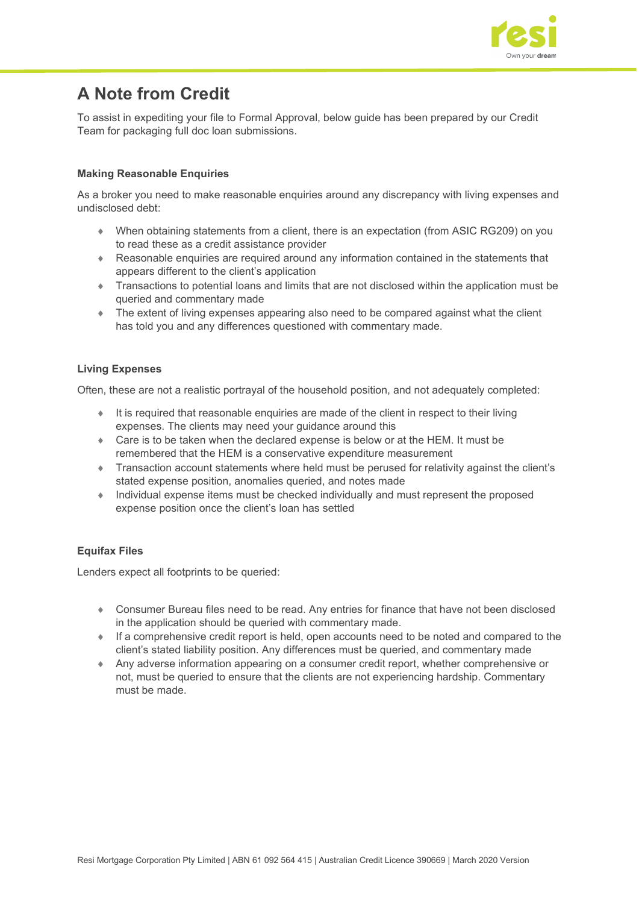# A Note from Credit

To assist in expediting your file to Formal Approval, below guide has been prepared by our Credit Team for packaging full doc loan submissions.

### Making Reasonable Enquiries

As a broker you need to make reasonable enquiries around any discrepancy with living expenses and undisclosed debt:

- When obtaining statements from a client, there is an expectation (from ASIC RG209) on you to read these as a credit assistance provider
- Reasonable enquiries are required around any information contained in the statements that appears different to the client's application
- Transactions to potential loans and limits that are not disclosed within the application must be queried and commentary made
- The extent of living expenses appearing also need to be compared against what the client has told you and any differences questioned with commentary made.

### Living Expenses

Often, these are not a realistic portrayal of the household position, and not adequately completed:

- It is required that reasonable enquiries are made of the client in respect to their living expenses. The clients may need your guidance around this
- Care is to be taken when the declared expense is below or at the HEM. It must be remembered that the HEM is a conservative expenditure measurement
- Transaction account statements where held must be perused for relativity against the client's stated expense position, anomalies queried, and notes made
- Individual expense items must be checked individually and must represent the proposed expense position once the client's loan has settled

### Equifax Files

Lenders expect all footprints to be queried:

- Consumer Bureau files need to be read. Any entries for finance that have not been disclosed in the application should be queried with commentary made.
- If a comprehensive credit report is held, open accounts need to be noted and compared to the client's stated liability position. Any differences must be queried, and commentary made
- Any adverse information appearing on a consumer credit report, whether comprehensive or not, must be queried to ensure that the clients are not experiencing hardship. Commentary must be made.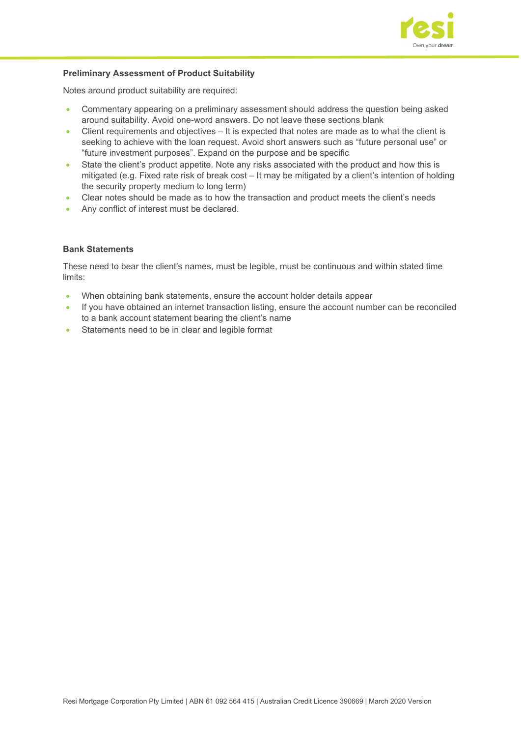### Preliminary Assessment of Product Suitability

Notes around product suitability are required:

- Commentary appearing on a preliminary assessment should address the question being asked around suitability. Avoid one-word answers. Do not leave these sections blank
- Client requirements and objectives – It is expected that notes are made as to what the client is seeking to achieve with the loan request. Avoid short answers such as "future personal use" or "future investment purposes". Expand on the purpose and be specific
- State the client's product appetite. Note any risks associated with the product and how this is mitigated (e.g. Fixed rate risk of break cost – It may be mitigated by a client's intention of holding the security property medium to long term)
- Clear notes should be made as to how the transaction and product meets the client's needs
- Any conflict of interest must be declared.

### Bank Statements

These need to bear the client's names, must be legible, must be continuous and within stated time limits:

- When obtaining bank statements, ensure the account holder details appear
- If you have obtained an internet transaction listing, ensure the account number can be reconciled to a bank account statement bearing the client's name
- Statements need to be in clear and legible format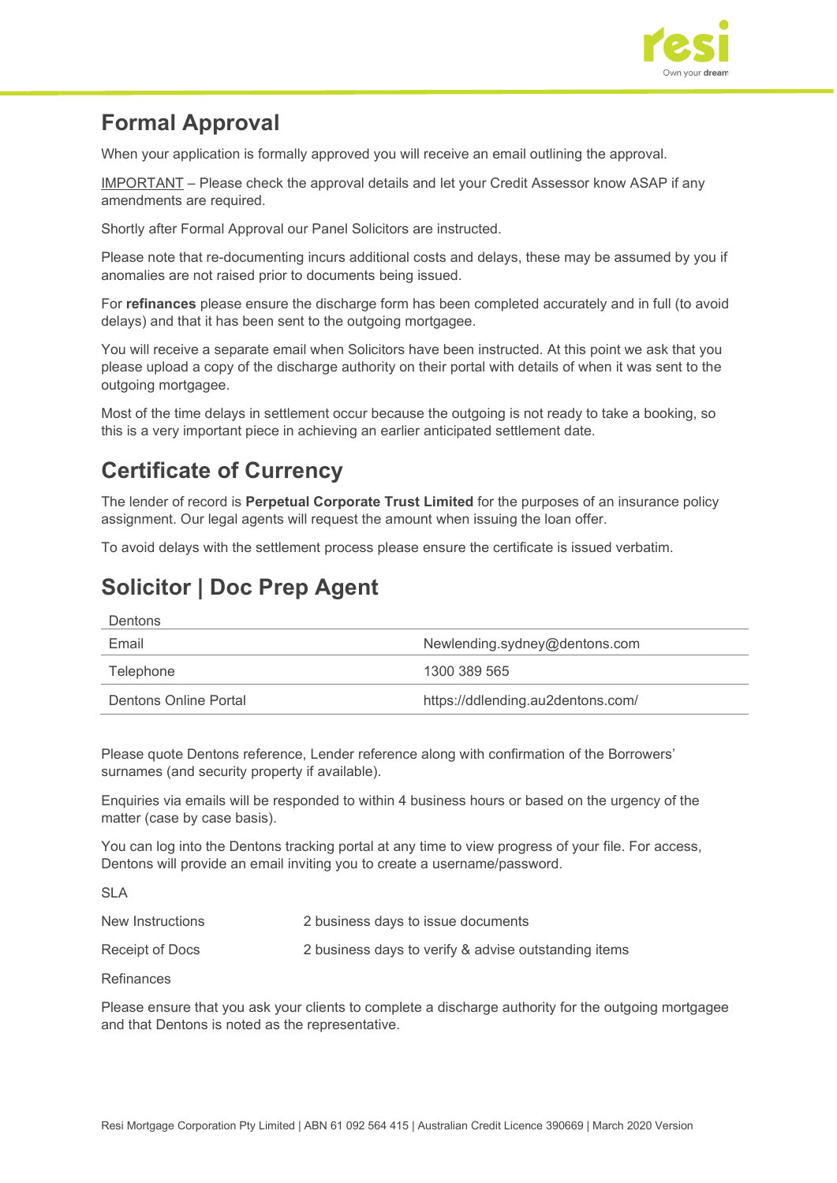## Formal Approval

When your application is formally approved you will receive an email outlining the approval.

IMPORTANT – Please check the approval details and let your Credit Assessor know ASAP if any amendments are required.

Shortly after Formal Approval our Panel Solicitors are instructed.

Please note that re-documenting incurs additional costs and delays, these may be assumed by you if anomalies are not raised prior to documents being issued.

For **refinances** please ensure the discharge form has been completed accurately and in full (to avoid delays) and that it has been sent to the outgoing mortgagee.

You will receive a separate email when Solicitors have been instructed. At this point we ask that you please upload a copy of the discharge authority on their portal with details of when it was sent to the outgoing mortgagee.

Most of the time delays in settlement occur because the outgoing is not ready to take a booking, so this is a very important piece in achieving an earlier anticipated settlement date.

## Certificate of Currency

The lender of record is **Perpetual Corporate Trust Limited** for the purposes of an insurance policy assignment. Our legal agents will request the amount when issuing the loan offer.

To avoid delays with the settlement process please ensure the certificate is issued verbatim.

## Solicitor | Doc Prep Agent

| Dentons | |
|---|---|
| Email | Newlending.sydney@dentons.com |
| Telephone | 1300 389 565 |
| Dentons Online Portal | https://ddlending.au2dentons.com/ |

Please quote Dentons reference, Lender reference along with confirmation of the Borrowers' surnames (and security property if available).

Enquiries via emails will be responded to within 4 business hours or based on the urgency of the matter (case by case basis).

You can log into the Dentons tracking portal at any time to view progress of your file. For access, Dentons will provide an email inviting you to create a username/password.

SLA

| | |
|---|---|
| New Instructions | 2 business days to issue documents |
| Receipt of Docs | 2 business days to verify & advise outstanding items |

Refinances

Please ensure that you ask your clients to complete a discharge authority for the outgoing mortgagee and that Dentons is noted as the representative.

Resi Mortgage Corporation Pty Limited | ABN 61 092 564 415 | Australian Credit Licence 390669 | March 2020 Version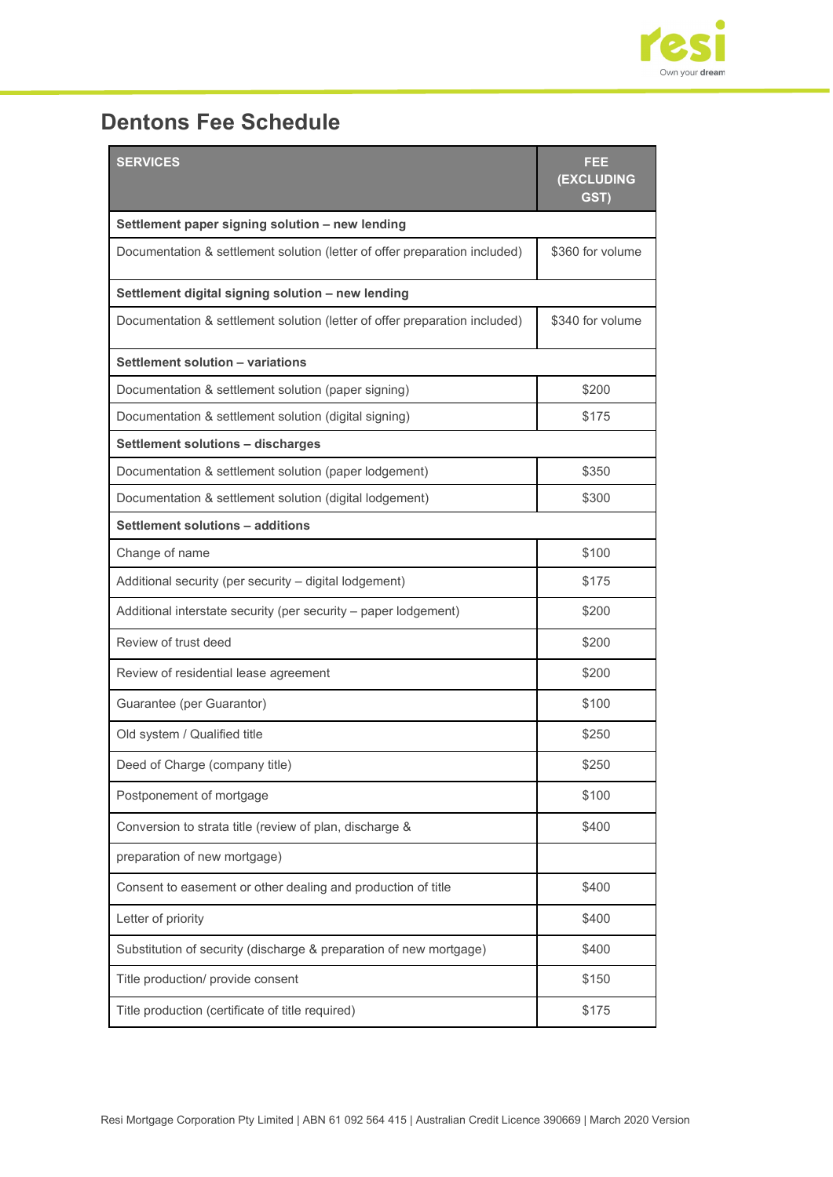# Dentons Fee Schedule

| SERVICES | FEE (EXCLUDING GST) |
|---|---|
| **Settlement paper signing solution – new lending** | |
| Documentation & settlement solution (letter of offer preparation included) | $360 for volume |
| **Settlement digital signing solution – new lending** | |
| Documentation & settlement solution (letter of offer preparation included) | $340 for volume |
| **Settlement solution – variations** | |
| Documentation & settlement solution (paper signing) | $200 |
| Documentation & settlement solution (digital signing) | $175 |
| **Settlement solutions – discharges** | |
| Documentation & settlement solution (paper lodgement) | $350 |
| Documentation & settlement solution (digital lodgement) | $300 |
| **Settlement solutions – additions** | |
| Change of name | $100 |
| Additional security (per security – digital lodgement) | $175 |
| Additional interstate security (per security – paper lodgement) | $200 |
| Review of trust deed | $200 |
| Review of residential lease agreement | $200 |
| Guarantee (per Guarantor) | $100 |
| Old system / Qualified title | $250 |
| Deed of Charge (company title) | $250 |
| Postponement of mortgage | $100 |
| Conversion to strata title (review of plan, discharge & preparation of new mortgage) | $400 |
| Consent to easement or other dealing and production of title | $400 |
| Letter of priority | $400 |
| Substitution of security (discharge & preparation of new mortgage) | $400 |
| Title production/ provide consent | $150 |
| Title production (certificate of title required) | $175 |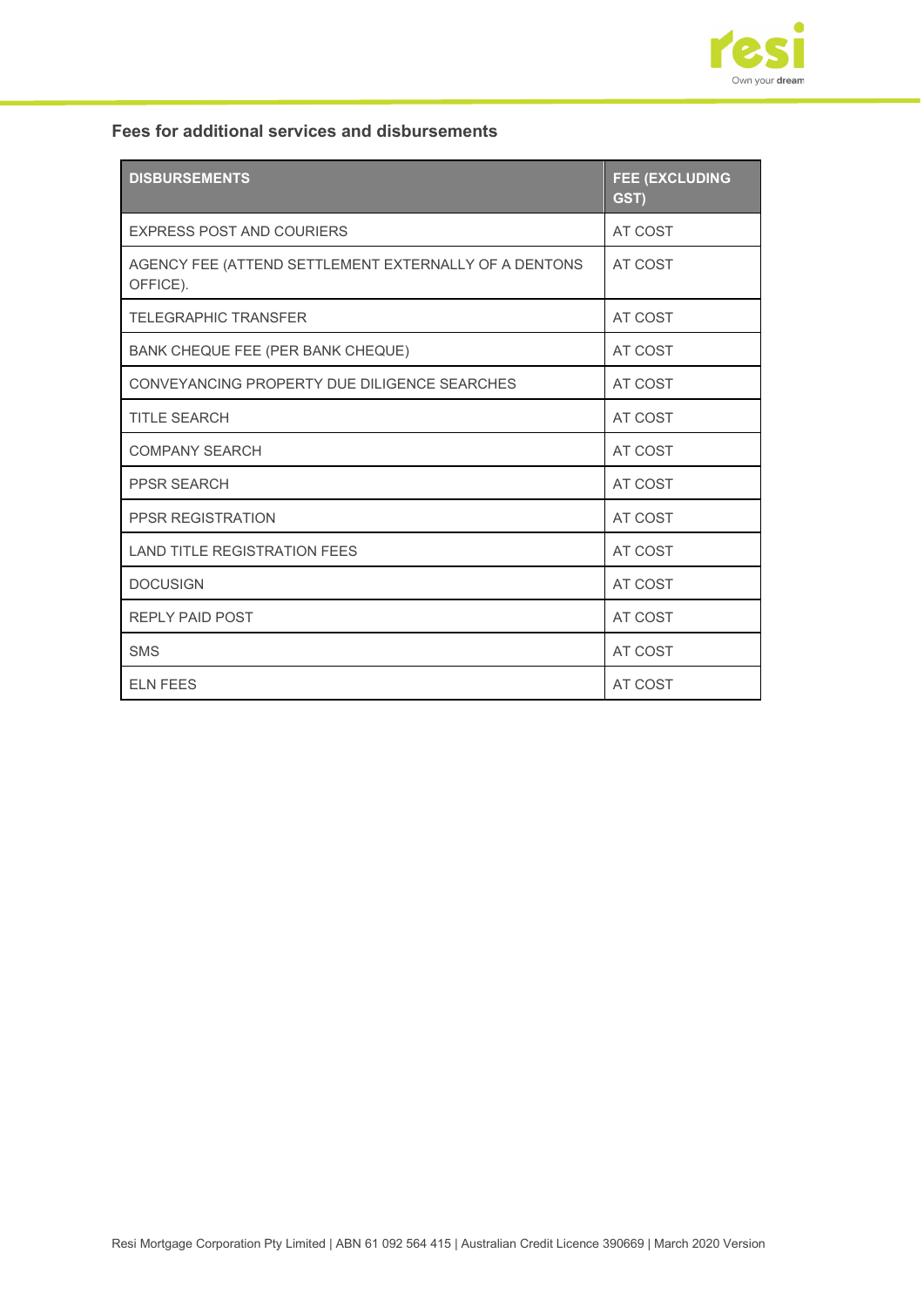### Fees for additional services and disbursements

| DISBURSEMENTS | FEE (EXCLUDING GST) |
|---|---|
| EXPRESS POST AND COURIERS | AT COST |
| AGENCY FEE (ATTEND SETTLEMENT EXTERNALLY OF A DENTONS OFFICE). | AT COST |
| TELEGRAPHIC TRANSFER | AT COST |
| BANK CHEQUE FEE (PER BANK CHEQUE) | AT COST |
| CONVEYANCING PROPERTY DUE DILIGENCE SEARCHES | AT COST |
| TITLE SEARCH | AT COST |
| COMPANY SEARCH | AT COST |
| PPSR SEARCH | AT COST |
| PPSR REGISTRATION | AT COST |
| LAND TITLE REGISTRATION FEES | AT COST |
| DOCUSIGN | AT COST |
| REPLY PAID POST | AT COST |
| SMS | AT COST |
| ELN FEES | AT COST |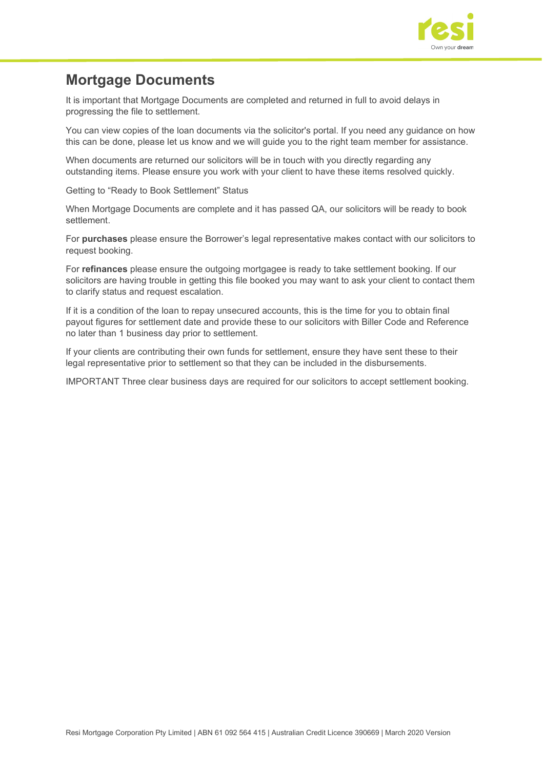# Mortgage Documents

It is important that Mortgage Documents are completed and returned in full to avoid delays in progressing the file to settlement.

You can view copies of the loan documents via the solicitor's portal. If you need any guidance on how this can be done, please let us know and we will guide you to the right team member for assistance.

When documents are returned our solicitors will be in touch with you directly regarding any outstanding items. Please ensure you work with your client to have these items resolved quickly.

Getting to "Ready to Book Settlement" Status

When Mortgage Documents are complete and it has passed QA, our solicitors will be ready to book settlement.

For **purchases** please ensure the Borrower's legal representative makes contact with our solicitors to request booking.

For **refinances** please ensure the outgoing mortgagee is ready to take settlement booking. If our solicitors are having trouble in getting this file booked you may want to ask your client to contact them to clarify status and request escalation.

If it is a condition of the loan to repay unsecured accounts, this is the time for you to obtain final payout figures for settlement date and provide these to our solicitors with Biller Code and Reference no later than 1 business day prior to settlement.

If your clients are contributing their own funds for settlement, ensure they have sent these to their legal representative prior to settlement so that they can be included in the disbursements.

IMPORTANT Three clear business days are required for our solicitors to accept settlement booking.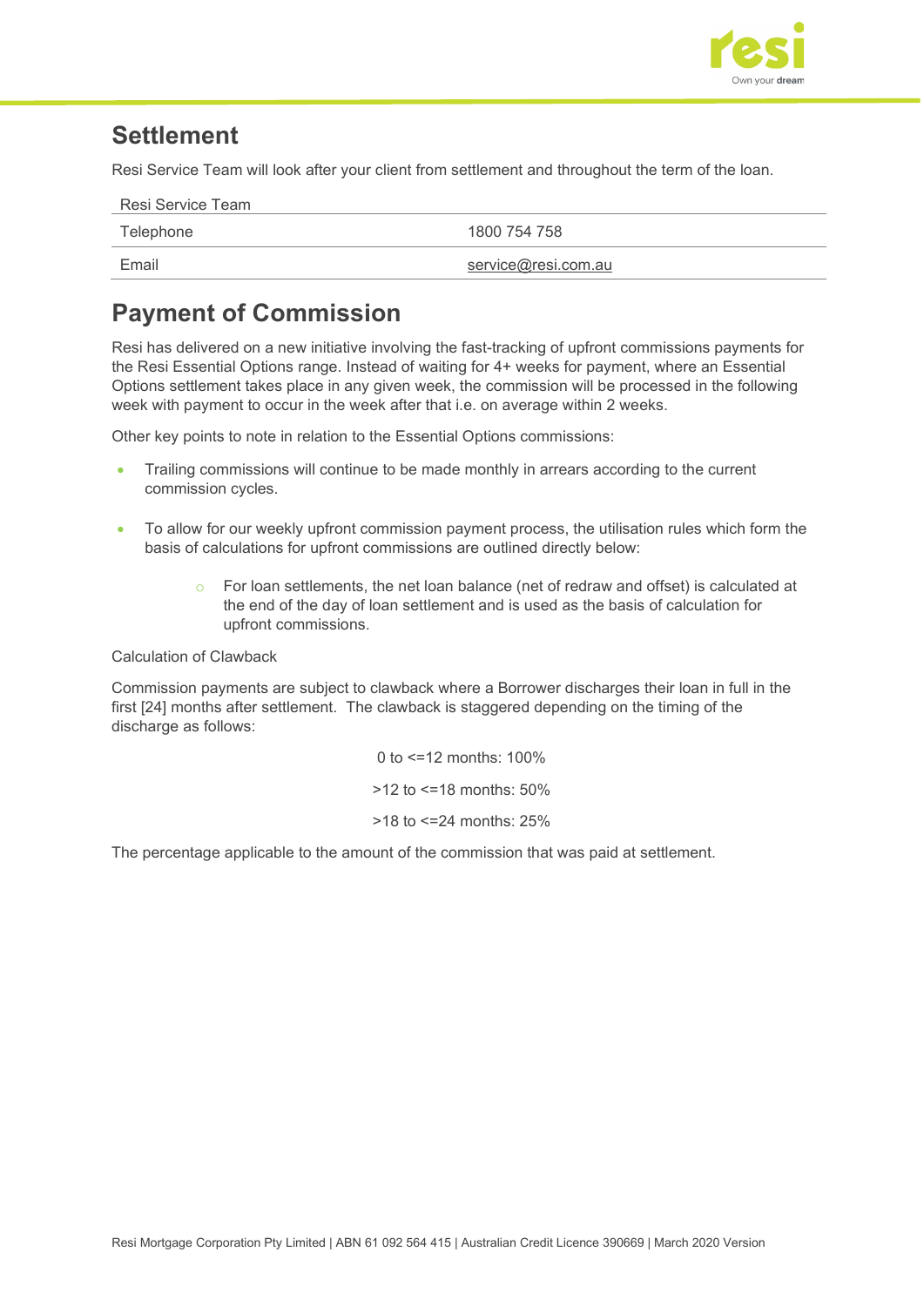## Settlement

Resi Service Team will look after your client from settlement and throughout the term of the loan.

| Resi Service Team | |
|---|---|
| Telephone | 1800 754 758 |
| Email | service@resi.com.au |

## Payment of Commission

Resi has delivered on a new initiative involving the fast-tracking of upfront commissions payments for the Resi Essential Options range. Instead of waiting for 4+ weeks for payment, where an Essential Options settlement takes place in any given week, the commission will be processed in the following week with payment to occur in the week after that i.e. on average within 2 weeks.

Other key points to note in relation to the Essential Options commissions:

- Trailing commissions will continue to be made monthly in arrears according to the current commission cycles.
- To allow for our weekly upfront commission payment process, the utilisation rules which form the basis of calculations for upfront commissions are outlined directly below:
  - For loan settlements, the net loan balance (net of redraw and offset) is calculated at the end of the day of loan settlement and is used as the basis of calculation for upfront commissions.

Calculation of Clawback

Commission payments are subject to clawback where a Borrower discharges their loan in full in the first [24] months after settlement. The clawback is staggered depending on the timing of the discharge as follows:

0 to <=12 months: 100%

>12 to <=18 months: 50%

>18 to <=24 months: 25%

The percentage applicable to the amount of the commission that was paid at settlement.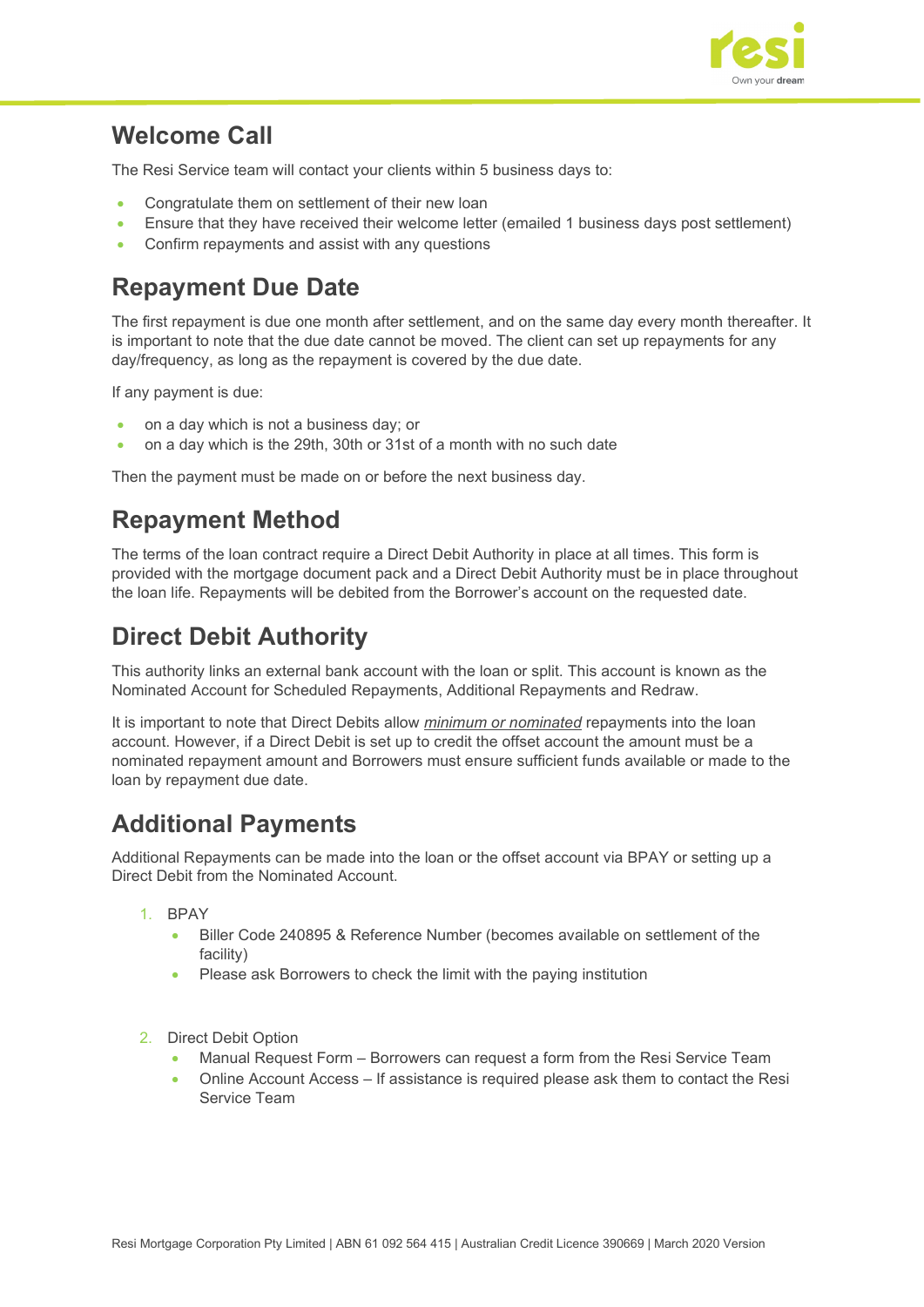## Welcome Call

The Resi Service team will contact your clients within 5 business days to:

- Congratulate them on settlement of their new loan
- Ensure that they have received their welcome letter (emailed 1 business days post settlement)
- Confirm repayments and assist with any questions

## Repayment Due Date

The first repayment is due one month after settlement, and on the same day every month thereafter. It is important to note that the due date cannot be moved. The client can set up repayments for any day/frequency, as long as the repayment is covered by the due date.

If any payment is due:

- on a day which is not a business day; or
- on a day which is the 29th, 30th or 31st of a month with no such date

Then the payment must be made on or before the next business day.

## Repayment Method

The terms of the loan contract require a Direct Debit Authority in place at all times. This form is provided with the mortgage document pack and a Direct Debit Authority must be in place throughout the loan life. Repayments will be debited from the Borrower's account on the requested date.

## Direct Debit Authority

This authority links an external bank account with the loan or split. This account is known as the Nominated Account for Scheduled Repayments, Additional Repayments and Redraw.

It is important to note that Direct Debits allow *minimum or nominated* repayments into the loan account. However, if a Direct Debit is set up to credit the offset account the amount must be a nominated repayment amount and Borrowers must ensure sufficient funds available or made to the loan by repayment due date.

## Additional Payments

Additional Repayments can be made into the loan or the offset account via BPAY or setting up a Direct Debit from the Nominated Account.

1. BPAY
   - Biller Code 240895 & Reference Number (becomes available on settlement of the facility)
   - Please ask Borrowers to check the limit with the paying institution

2. Direct Debit Option
   - Manual Request Form – Borrowers can request a form from the Resi Service Team
   - Online Account Access – If assistance is required please ask them to contact the Resi Service Team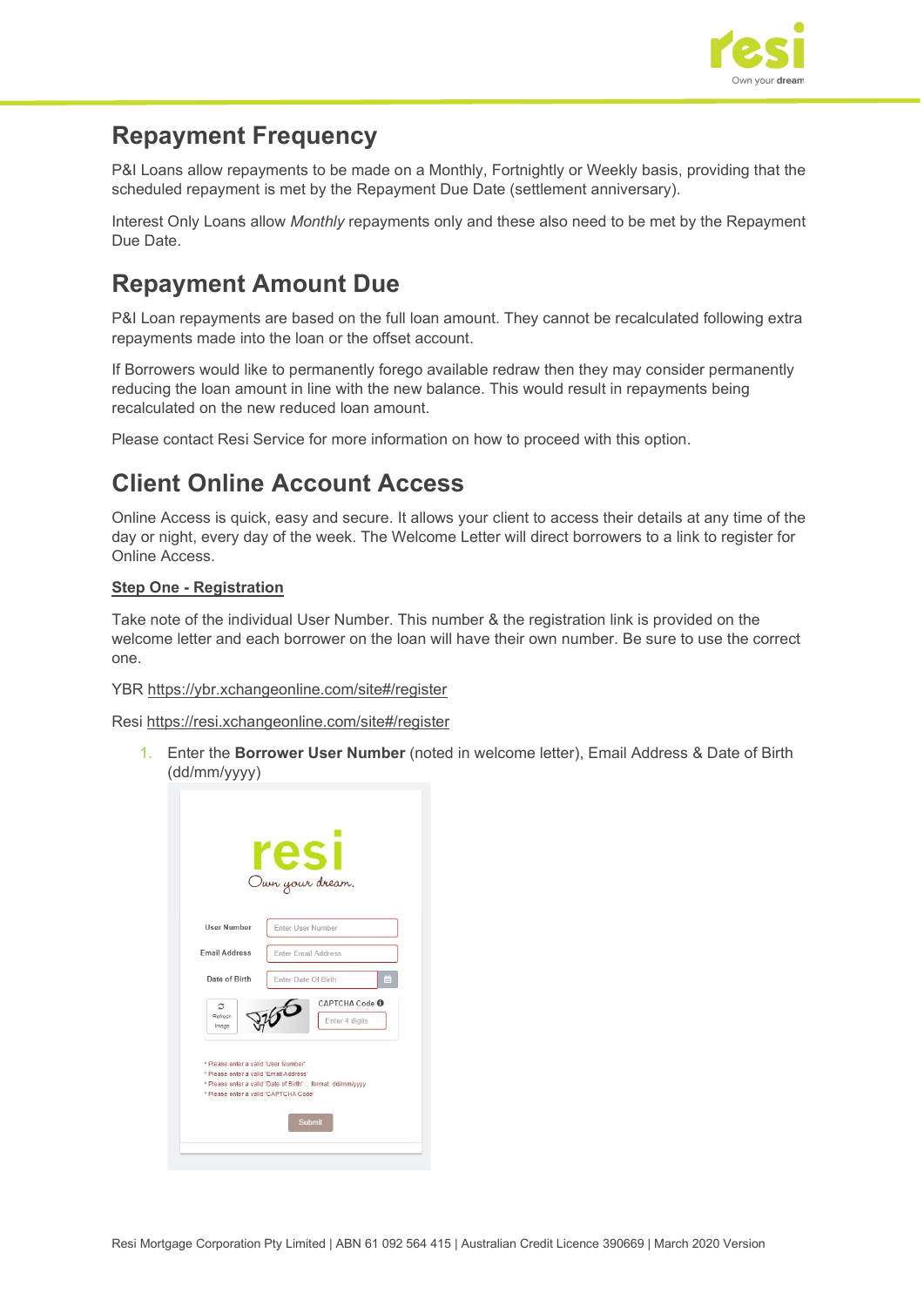## Repayment Frequency

P&I Loans allow repayments to be made on a Monthly, Fortnightly or Weekly basis, providing that the scheduled repayment is met by the Repayment Due Date (settlement anniversary).

Interest Only Loans allow *Monthly* repayments only and these also need to be met by the Repayment Due Date.

## Repayment Amount Due

P&I Loan repayments are based on the full loan amount. They cannot be recalculated following extra repayments made into the loan or the offset account.

If Borrowers would like to permanently forego available redraw then they may consider permanently reducing the loan amount in line with the new balance. This would result in repayments being recalculated on the new reduced loan amount.

Please contact Resi Service for more information on how to proceed with this option.

## Client Online Account Access

Online Access is quick, easy and secure. It allows your client to access their details at any time of the day or night, every day of the week. The Welcome Letter will direct borrowers to a link to register for Online Access.

**Step One - Registration**

Take note of the individual User Number. This number & the registration link is provided on the welcome letter and each borrower on the loan will have their own number. Be sure to use the correct one.

YBR https://ybr.xchangeonline.com/site#/register

Resi https://resi.xchangeonline.com/site#/register

1. Enter the **Borrower User Number** (noted in welcome letter), Email Address & Date of Birth (dd/mm/yyyy)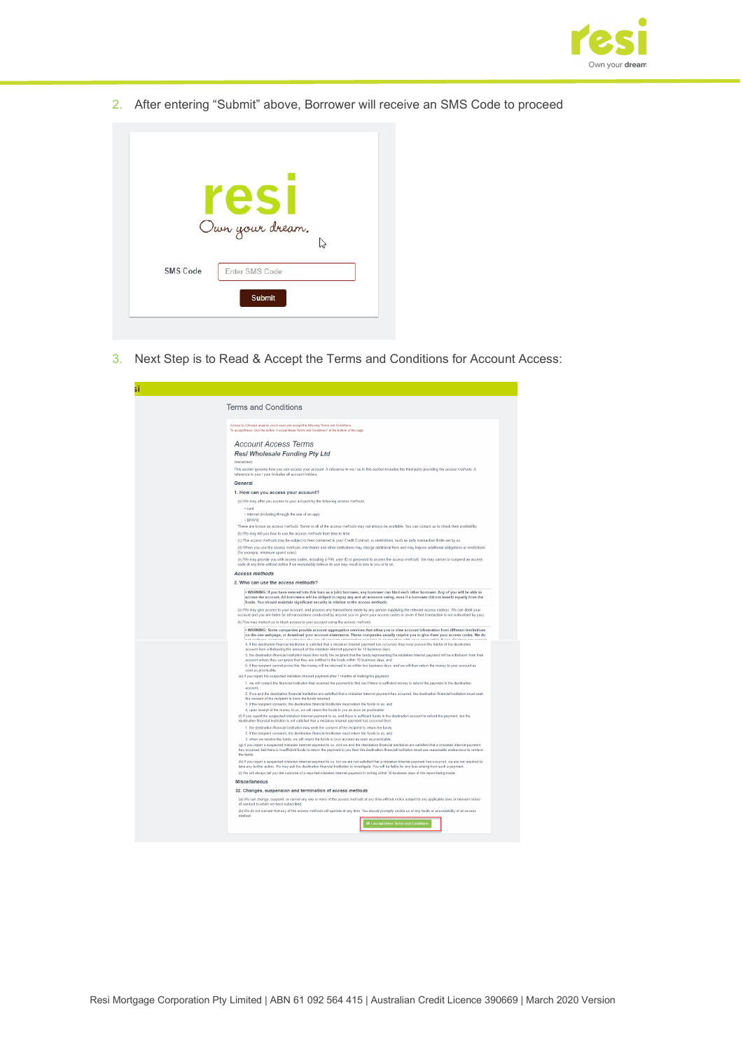2. After entering "Submit" above, Borrower will receive an SMS Code to proceed

3. Next Step is to Read & Accept the Terms and Conditions for Account Access: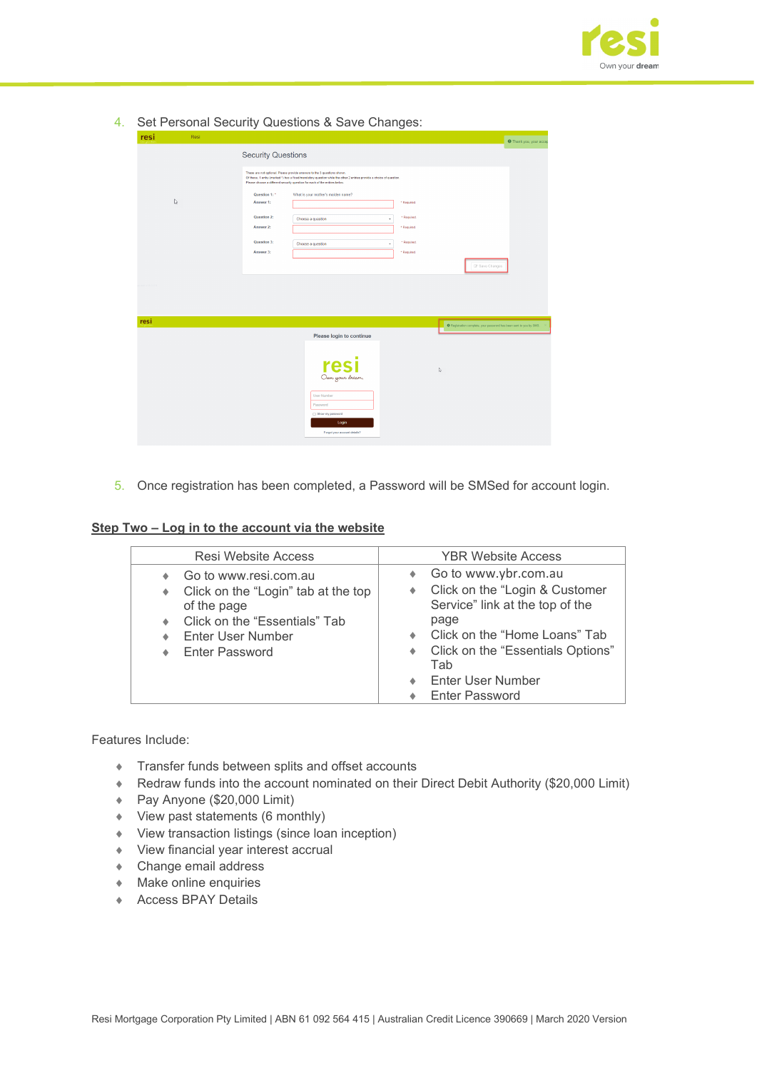4. Set Personal Security Questions & Save Changes:

5. Once registration has been completed, a Password will be SMSed for account login.

**Step Two – Log in to the account via the website**

| Resi Website Access | YBR Website Access |
|---|---|
| ♦ Go to www.resi.com.au<br>♦ Click on the "Login" tab at the top of the page<br>♦ Click on the "Essentials" Tab<br>♦ Enter User Number<br>♦ Enter Password | ♦ Go to www.ybr.com.au<br>♦ Click on the "Login & Customer Service" link at the top of the page<br>♦ Click on the "Home Loans" Tab<br>♦ Click on the "Essentials Options" Tab<br>♦ Enter User Number<br>♦ Enter Password |

Features Include:

- Transfer funds between splits and offset accounts
- Redraw funds into the account nominated on their Direct Debit Authority ($20,000 Limit)
- Pay Anyone ($20,000 Limit)
- View past statements (6 monthly)
- View transaction listings (since loan inception)
- View financial year interest accrual
- Change email address
- Make online enquiries
- Access BPAY Details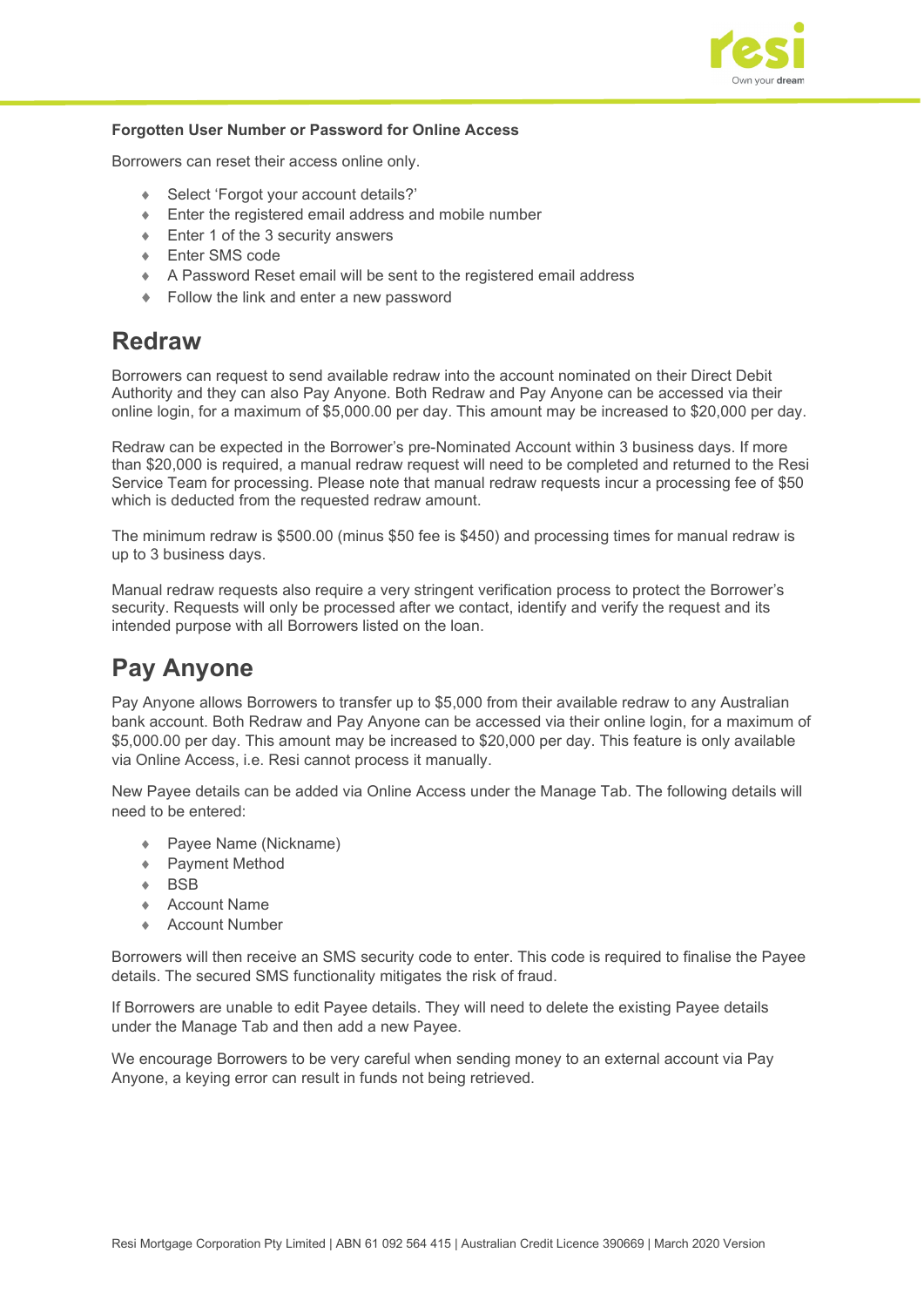**Forgotten User Number or Password for Online Access**

Borrowers can reset their access online only.

- Select 'Forgot your account details?'
- Enter the registered email address and mobile number
- Enter 1 of the 3 security answers
- Enter SMS code
- A Password Reset email will be sent to the registered email address
- Follow the link and enter a new password

# Redraw

Borrowers can request to send available redraw into the account nominated on their Direct Debit Authority and they can also Pay Anyone. Both Redraw and Pay Anyone can be accessed via their online login, for a maximum of $5,000.00 per day. This amount may be increased to $20,000 per day.

Redraw can be expected in the Borrower's pre-Nominated Account within 3 business days. If more than $20,000 is required, a manual redraw request will need to be completed and returned to the Resi Service Team for processing. Please note that manual redraw requests incur a processing fee of $50 which is deducted from the requested redraw amount.

The minimum redraw is $500.00 (minus $50 fee is $450) and processing times for manual redraw is up to 3 business days.

Manual redraw requests also require a very stringent verification process to protect the Borrower's security. Requests will only be processed after we contact, identify and verify the request and its intended purpose with all Borrowers listed on the loan.

# Pay Anyone

Pay Anyone allows Borrowers to transfer up to $5,000 from their available redraw to any Australian bank account. Both Redraw and Pay Anyone can be accessed via their online login, for a maximum of $5,000.00 per day. This amount may be increased to $20,000 per day. This feature is only available via Online Access, i.e. Resi cannot process it manually.

New Payee details can be added via Online Access under the Manage Tab. The following details will need to be entered:

- Payee Name (Nickname)
- Payment Method
- BSB
- Account Name
- Account Number

Borrowers will then receive an SMS security code to enter. This code is required to finalise the Payee details. The secured SMS functionality mitigates the risk of fraud.

If Borrowers are unable to edit Payee details. They will need to delete the existing Payee details under the Manage Tab and then add a new Payee.

We encourage Borrowers to be very careful when sending money to an external account via Pay Anyone, a keying error can result in funds not being retrieved.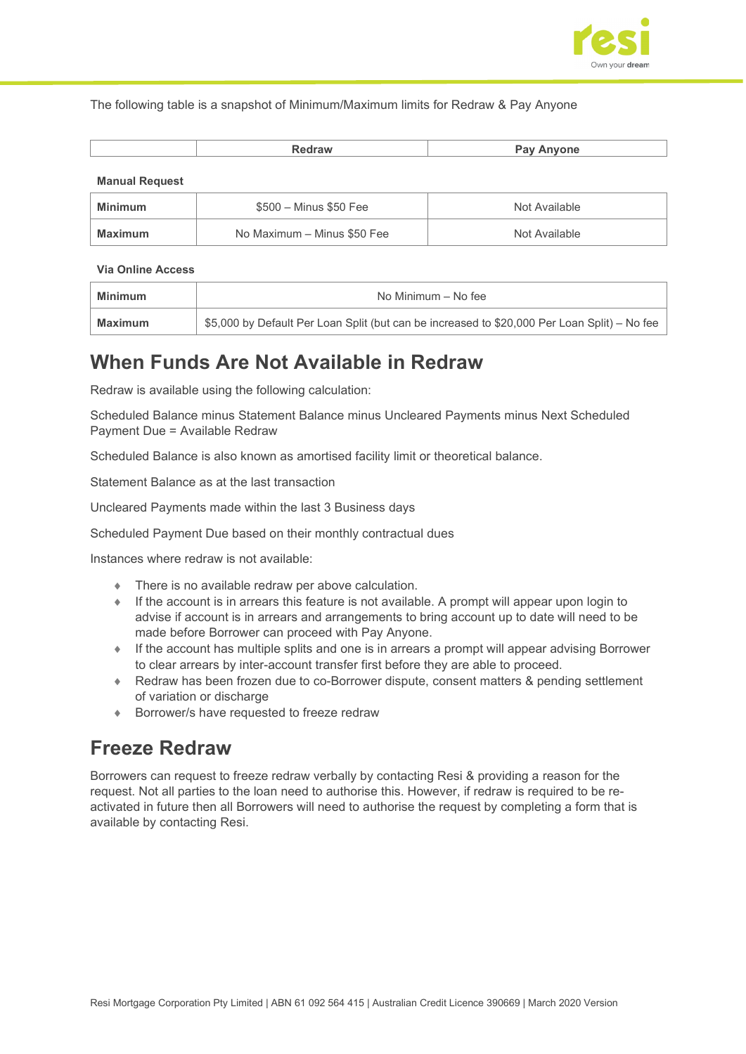The following table is a snapshot of Minimum/Maximum limits for Redraw & Pay Anyone

| | Redraw | Pay Anyone |
|---|---|---|
| **Manual Request** | | |
| **Minimum** | $500 – Minus $50 Fee | Not Available |
| **Maximum** | No Maximum – Minus $50 Fee | Not Available |
| **Via Online Access** | | |
| **Minimum** | No Minimum – No fee | |
| **Maximum** | $5,000 by Default Per Loan Split (but can be increased to $20,000 Per Loan Split) – No fee | |

## When Funds Are Not Available in Redraw

Redraw is available using the following calculation:

Scheduled Balance minus Statement Balance minus Uncleared Payments minus Next Scheduled Payment Due = Available Redraw

Scheduled Balance is also known as amortised facility limit or theoretical balance.

Statement Balance as at the last transaction

Uncleared Payments made within the last 3 Business days

Scheduled Payment Due based on their monthly contractual dues

Instances where redraw is not available:

- There is no available redraw per above calculation.
- If the account is in arrears this feature is not available. A prompt will appear upon login to advise if account is in arrears and arrangements to bring account up to date will need to be made before Borrower can proceed with Pay Anyone.
- If the account has multiple splits and one is in arrears a prompt will appear advising Borrower to clear arrears by inter-account transfer first before they are able to proceed.
- Redraw has been frozen due to co-Borrower dispute, consent matters & pending settlement of variation or discharge
- Borrower/s have requested to freeze redraw

## Freeze Redraw

Borrowers can request to freeze redraw verbally by contacting Resi & providing a reason for the request. Not all parties to the loan need to authorise this. However, if redraw is required to be re-activated in future then all Borrowers will need to authorise the request by completing a form that is available by contacting Resi.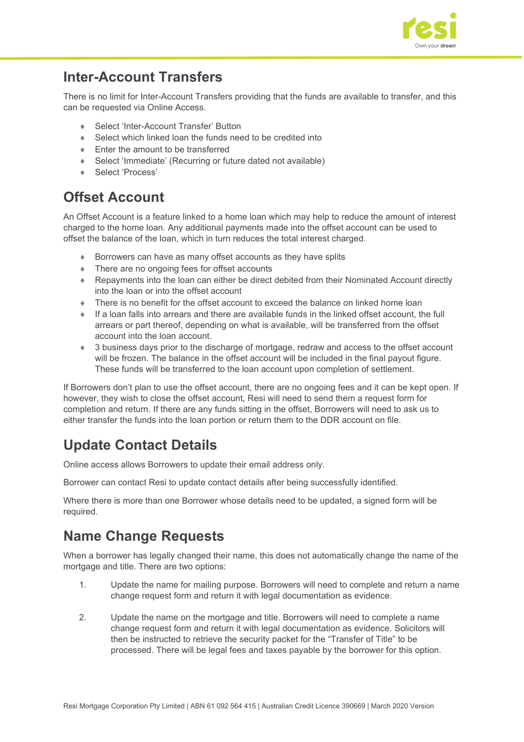## Inter-Account Transfers

There is no limit for Inter-Account Transfers providing that the funds are available to transfer, and this can be requested via Online Access.

- Select 'Inter-Account Transfer' Button
- Select which linked loan the funds need to be credited into
- Enter the amount to be transferred
- Select 'Immediate' (Recurring or future dated not available)
- Select 'Process'

## Offset Account

An Offset Account is a feature linked to a home loan which may help to reduce the amount of interest charged to the home loan. Any additional payments made into the offset account can be used to offset the balance of the loan, which in turn reduces the total interest charged.

- Borrowers can have as many offset accounts as they have splits
- There are no ongoing fees for offset accounts
- Repayments into the loan can either be direct debited from their Nominated Account directly into the loan or into the offset account
- There is no benefit for the offset account to exceed the balance on linked home loan
- If a loan falls into arrears and there are available funds in the linked offset account, the full arrears or part thereof, depending on what is available, will be transferred from the offset account into the loan account.
- 3 business days prior to the discharge of mortgage, redraw and access to the offset account will be frozen. The balance in the offset account will be included in the final payout figure. These funds will be transferred to the loan account upon completion of settlement.

If Borrowers don't plan to use the offset account, there are no ongoing fees and it can be kept open. If however, they wish to close the offset account, Resi will need to send them a request form for completion and return. If there are any funds sitting in the offset, Borrowers will need to ask us to either transfer the funds into the loan portion or return them to the DDR account on file.

## Update Contact Details

Online access allows Borrowers to update their email address only.

Borrower can contact Resi to update contact details after being successfully identified.

Where there is more than one Borrower whose details need to be updated, a signed form will be required.

## Name Change Requests

When a borrower has legally changed their name, this does not automatically change the name of the mortgage and title. There are two options:

1. Update the name for mailing purpose. Borrowers will need to complete and return a name change request form and return it with legal documentation as evidence.

2. Update the name on the mortgage and title. Borrowers will need to complete a name change request form and return it with legal documentation as evidence. Solicitors will then be instructed to retrieve the security packet for the "Transfer of Title" to be processed. There will be legal fees and taxes payable by the borrower for this option.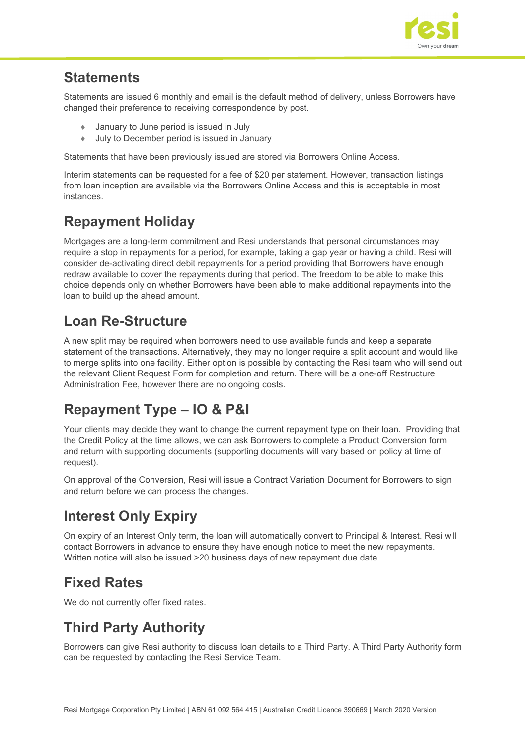## Statements

Statements are issued 6 monthly and email is the default method of delivery, unless Borrowers have changed their preference to receiving correspondence by post.

- January to June period is issued in July
- July to December period is issued in January

Statements that have been previously issued are stored via Borrowers Online Access.

Interim statements can be requested for a fee of $20 per statement. However, transaction listings from loan inception are available via the Borrowers Online Access and this is acceptable in most instances.

## Repayment Holiday

Mortgages are a long-term commitment and Resi understands that personal circumstances may require a stop in repayments for a period, for example, taking a gap year or having a child. Resi will consider de-activating direct debit repayments for a period providing that Borrowers have enough redraw available to cover the repayments during that period. The freedom to be able to make this choice depends only on whether Borrowers have been able to make additional repayments into the loan to build up the ahead amount.

## Loan Re-Structure

A new split may be required when borrowers need to use available funds and keep a separate statement of the transactions. Alternatively, they may no longer require a split account and would like to merge splits into one facility. Either option is possible by contacting the Resi team who will send out the relevant Client Request Form for completion and return. There will be a one-off Restructure Administration Fee, however there are no ongoing costs.

## Repayment Type – IO & P&I

Your clients may decide they want to change the current repayment type on their loan. Providing that the Credit Policy at the time allows, we can ask Borrowers to complete a Product Conversion form and return with supporting documents (supporting documents will vary based on policy at time of request).

On approval of the Conversion, Resi will issue a Contract Variation Document for Borrowers to sign and return before we can process the changes.

## Interest Only Expiry

On expiry of an Interest Only term, the loan will automatically convert to Principal & Interest. Resi will contact Borrowers in advance to ensure they have enough notice to meet the new repayments. Written notice will also be issued >20 business days of new repayment due date.

## Fixed Rates

We do not currently offer fixed rates.

## Third Party Authority

Borrowers can give Resi authority to discuss loan details to a Third Party. A Third Party Authority form can be requested by contacting the Resi Service Team.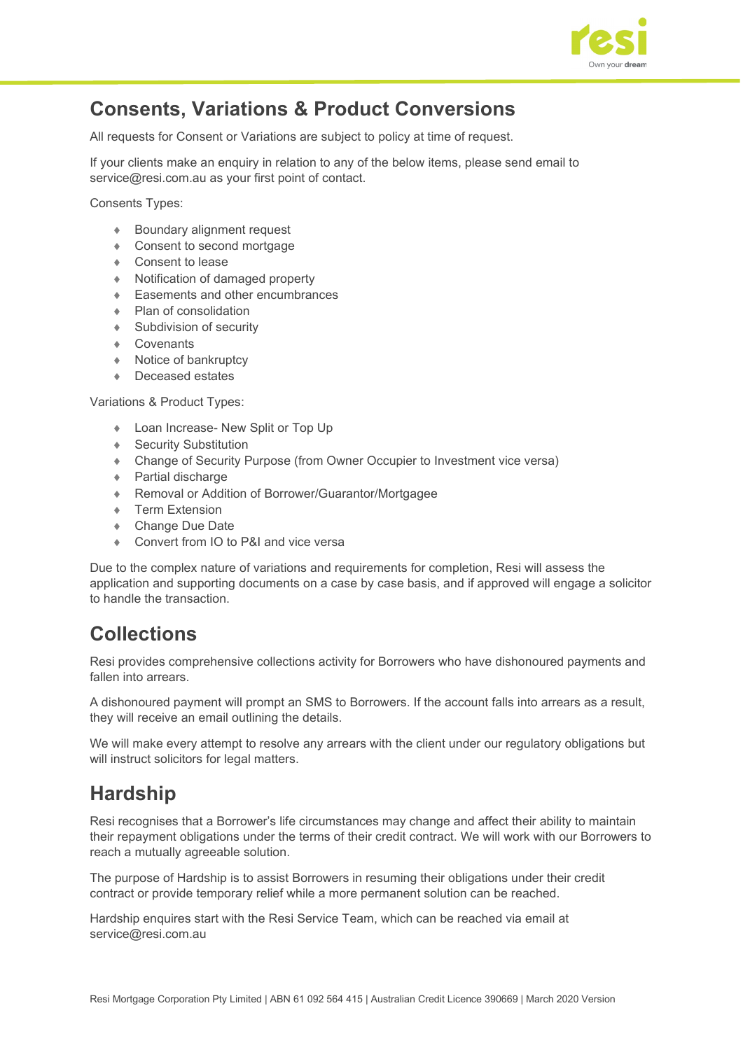## Consents, Variations & Product Conversions

All requests for Consent or Variations are subject to policy at time of request.

If your clients make an enquiry in relation to any of the below items, please send email to service@resi.com.au as your first point of contact.

Consents Types:

- Boundary alignment request
- Consent to second mortgage
- Consent to lease
- Notification of damaged property
- Easements and other encumbrances
- Plan of consolidation
- Subdivision of security
- Covenants
- Notice of bankruptcy
- Deceased estates

Variations & Product Types:

- Loan Increase- New Split or Top Up
- Security Substitution
- Change of Security Purpose (from Owner Occupier to Investment vice versa)
- Partial discharge
- Removal or Addition of Borrower/Guarantor/Mortgagee
- Term Extension
- Change Due Date
- Convert from IO to P&I and vice versa

Due to the complex nature of variations and requirements for completion, Resi will assess the application and supporting documents on a case by case basis, and if approved will engage a solicitor to handle the transaction.

## Collections

Resi provides comprehensive collections activity for Borrowers who have dishonoured payments and fallen into arrears.

A dishonoured payment will prompt an SMS to Borrowers. If the account falls into arrears as a result, they will receive an email outlining the details.

We will make every attempt to resolve any arrears with the client under our regulatory obligations but will instruct solicitors for legal matters.

## Hardship

Resi recognises that a Borrower's life circumstances may change and affect their ability to maintain their repayment obligations under the terms of their credit contract. We will work with our Borrowers to reach a mutually agreeable solution.

The purpose of Hardship is to assist Borrowers in resuming their obligations under their credit contract or provide temporary relief while a more permanent solution can be reached.

Hardship enquires start with the Resi Service Team, which can be reached via email at service@resi.com.au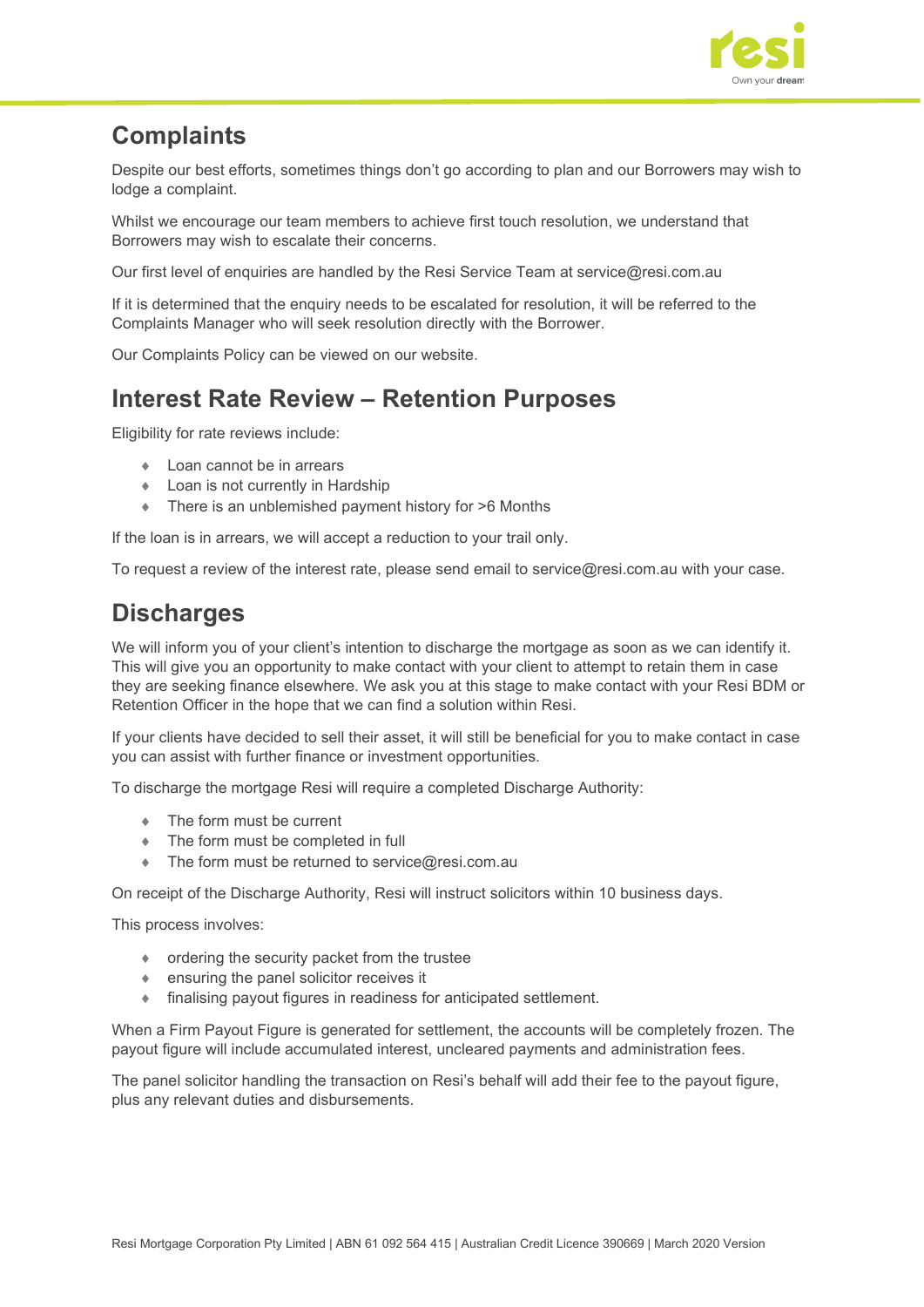## Complaints

Despite our best efforts, sometimes things don't go according to plan and our Borrowers may wish to lodge a complaint.

Whilst we encourage our team members to achieve first touch resolution, we understand that Borrowers may wish to escalate their concerns.

Our first level of enquiries are handled by the Resi Service Team at service@resi.com.au

If it is determined that the enquiry needs to be escalated for resolution, it will be referred to the Complaints Manager who will seek resolution directly with the Borrower.

Our Complaints Policy can be viewed on our website.

## Interest Rate Review – Retention Purposes

Eligibility for rate reviews include:

- Loan cannot be in arrears
- Loan is not currently in Hardship
- There is an unblemished payment history for >6 Months

If the loan is in arrears, we will accept a reduction to your trail only.

To request a review of the interest rate, please send email to service@resi.com.au with your case.

## Discharges

We will inform you of your client's intention to discharge the mortgage as soon as we can identify it. This will give you an opportunity to make contact with your client to attempt to retain them in case they are seeking finance elsewhere. We ask you at this stage to make contact with your Resi BDM or Retention Officer in the hope that we can find a solution within Resi.

If your clients have decided to sell their asset, it will still be beneficial for you to make contact in case you can assist with further finance or investment opportunities.

To discharge the mortgage Resi will require a completed Discharge Authority:

- The form must be current
- The form must be completed in full
- The form must be returned to service@resi.com.au

On receipt of the Discharge Authority, Resi will instruct solicitors within 10 business days.

This process involves:

- ordering the security packet from the trustee
- ensuring the panel solicitor receives it
- finalising payout figures in readiness for anticipated settlement.

When a Firm Payout Figure is generated for settlement, the accounts will be completely frozen. The payout figure will include accumulated interest, uncleared payments and administration fees.

The panel solicitor handling the transaction on Resi's behalf will add their fee to the payout figure, plus any relevant duties and disbursements.